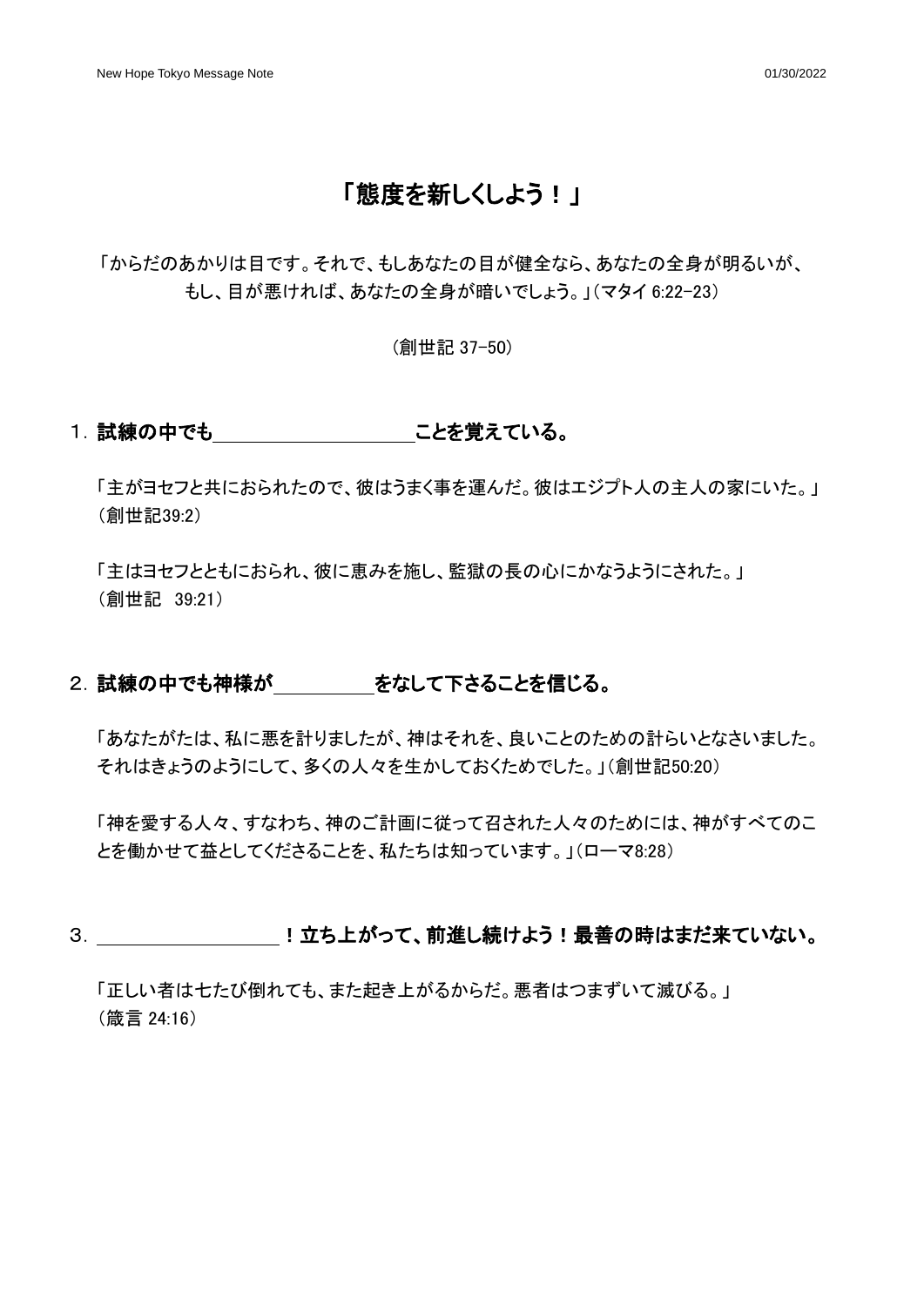# 「態度を新しくしよう！」

「からだのあかりは目です。それで、もしあなたの目が健全なら、あなたの全身が明るいが、もし、目が悪ければ、あなたの全身が暗いでしょう。」(マタイ 6:22-23)

(創世記 37-50)

## 1. 試練の中でも＿＿＿＿＿＿＿＿＿＿ことを覚えている。

「主がヨセフと共におられたので、彼はうまく事を運んだ。彼はエジプト人の主人の家にいた。」(創世記39:2)

「主はヨセフとともにおられ、彼に恵みを施し、監獄の長の心にかなうようにされた。」(創世記 39:21)

## 2. 試練の中でも神様が＿＿＿＿＿をなして下さることを信じる。

「あなたがたは、私に悪を計りましたが、神はそれを、良いことのための計らいとなさいました。それはきょうのようにして、多くの人々を生かしておくためでした。」(創世記50:20)

「神を愛する人々、すなわち、神のご計画に従って召された人々のためには、神がすべてのことを働かせて益としてくださることを、私たちは知っています。」(ローマ8:28)

## 3. ＿＿＿＿＿＿＿＿＿！立ち上がって、前進し続けよう！最善の時はまだ来ていない。

「正しい者は七たび倒れても、また起き上がるからだ。悪者はつまずいて滅びる。」(箴言 24:16)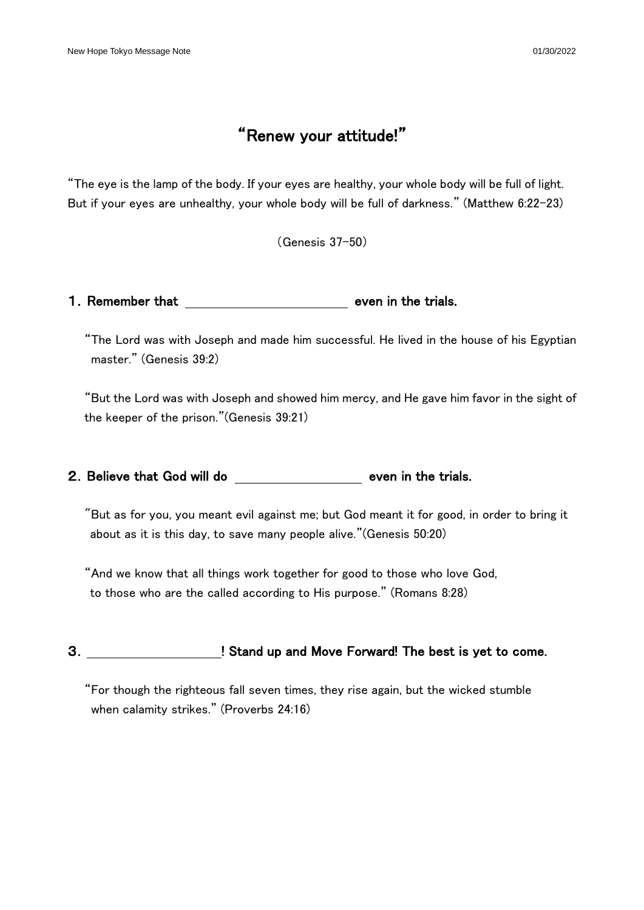# “Renew your attitude!”

“The eye is the lamp of the body. If your eyes are healthy, your whole body will be full of light. But if your eyes are unhealthy, your whole body will be full of darkness.” (Matthew 6:22-23)

(Genesis 37-50)

### 1. Remember that ________________________ even in the trials.

“The Lord was with Joseph and made him successful. He lived in the house of his Egyptian master.” (Genesis 39:2)

“But the Lord was with Joseph and showed him mercy, and He gave him favor in the sight of the keeper of the prison.”(Genesis 39:21)

### 2. Believe that God will do __________________ even in the trials.

"But as for you, you meant evil against me; but God meant it for good, in order to bring it about as it is this day, to save many people alive."(Genesis 50:20)

“And we know that all things work together for good to those who love God, to those who are the called according to His purpose.” (Romans 8:28)

### 3. __________________! Stand up and Move Forward! The best is yet to come.

“For though the righteous fall seven times, they rise again, but the wicked stumble when calamity strikes.” (Proverbs 24:16)